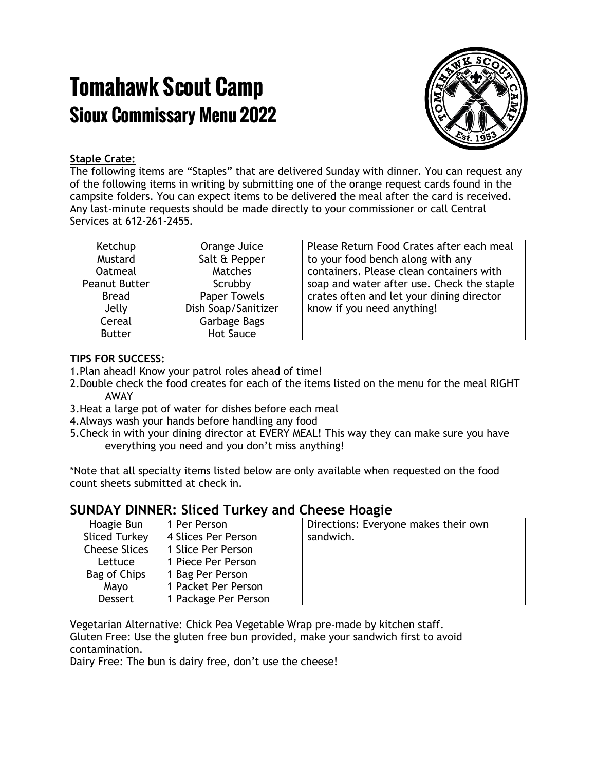# Tomahawk Scout Camp
## Sioux Commissary Menu 2022

**Staple Crate:**
The following items are "Staples" that are delivered Sunday with dinner. You can request any of the following items in writing by submitting one of the orange request cards found in the campsite folders. You can expect items to be delivered the meal after the card is received. Any last-minute requests should be made directly to your commissioner or call Central Services at 612-261-2455.

| | | |
|---|---|---|
| Ketchup | Orange Juice | Please Return Food Crates after each meal to your food bench along with any containers. Please clean containers with soap and water after use. Check the staple crates often and let your dining director know if you need anything! |
| Mustard | Salt & Pepper | |
| Oatmeal | Matches | |
| Peanut Butter | Scrubby | |
| Bread | Paper Towels | |
| Jelly | Dish Soap/Sanitizer | |
| Cereal | Garbage Bags | |
| Butter | Hot Sauce | |

**TIPS FOR SUCCESS:**

1. Plan ahead! Know your patrol roles ahead of time!
2. Double check the food creates for each of the items listed on the menu for the meal RIGHT AWAY
3. Heat a large pot of water for dishes before each meal
4. Always wash your hands before handling any food
5. Check in with your dining director at EVERY MEAL! This way they can make sure you have everything you need and you don't miss anything!

*Note that all specialty items listed below are only available when requested on the food count sheets submitted at check in.

## SUNDAY DINNER: Sliced Turkey and Cheese Hoagie

| | | |
|---|---|---|
| Hoagie Bun | 1 Per Person | Directions: Everyone makes their own sandwich. |
| Sliced Turkey | 4 Slices Per Person | |
| Cheese Slices | 1 Slice Per Person | |
| Lettuce | 1 Piece Per Person | |
| Bag of Chips | 1 Bag Per Person | |
| Mayo | 1 Packet Per Person | |
| Dessert | 1 Package Per Person | |

Vegetarian Alternative: Chick Pea Vegetable Wrap pre-made by kitchen staff.
Gluten Free: Use the gluten free bun provided, make your sandwich first to avoid contamination.
Dairy Free: The bun is dairy free, don't use the cheese!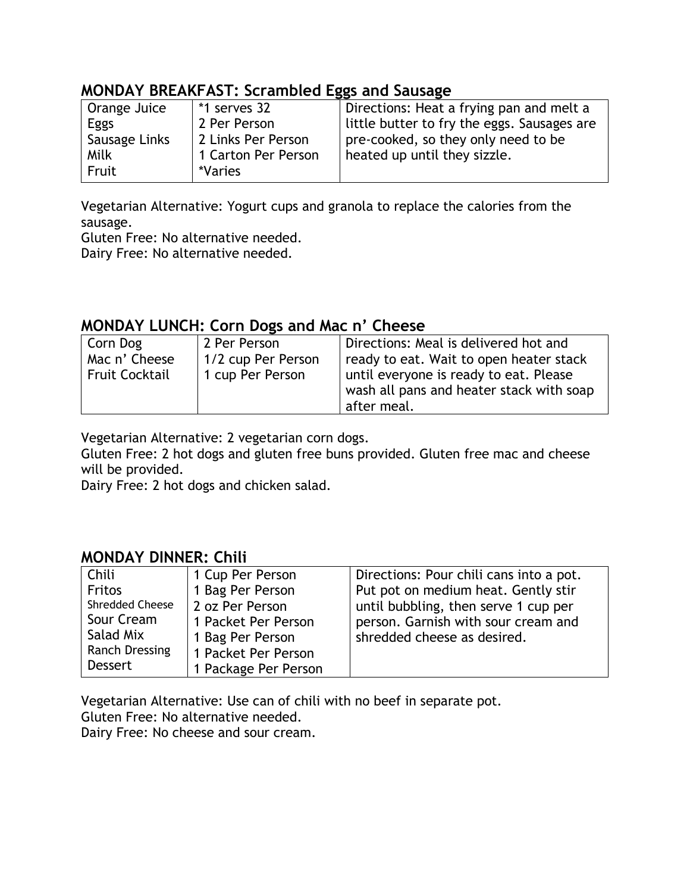## MONDAY BREAKFAST: Scrambled Eggs and Sausage

| Item | Amount | Directions |
|---|---|---|
| Orange Juice<br>Eggs<br>Sausage Links<br>Milk<br>Fruit | *1 serves 32<br>2 Per Person<br>2 Links Per Person<br>1 Carton Per Person<br>*Varies | Directions: Heat a frying pan and melt a little butter to fry the eggs. Sausages are pre-cooked, so they only need to be heated up until they sizzle. |

Vegetarian Alternative: Yogurt cups and granola to replace the calories from the sausage.
Gluten Free: No alternative needed.
Dairy Free: No alternative needed.

## MONDAY LUNCH: Corn Dogs and Mac n' Cheese

| Item | Amount | Directions |
|---|---|---|
| Corn Dog<br>Mac n' Cheese<br>Fruit Cocktail | 2 Per Person<br>1/2 cup Per Person<br>1 cup Per Person | Directions: Meal is delivered hot and ready to eat. Wait to open heater stack until everyone is ready to eat. Please wash all pans and heater stack with soap after meal. |

Vegetarian Alternative: 2 vegetarian corn dogs.
Gluten Free: 2 hot dogs and gluten free buns provided. Gluten free mac and cheese will be provided.
Dairy Free: 2 hot dogs and chicken salad.

## MONDAY DINNER: Chili

| Item | Amount | Directions |
|---|---|---|
| Chili<br>Fritos<br>Shredded Cheese<br>Sour Cream<br>Salad Mix<br>Ranch Dressing<br>Dessert | 1 Cup Per Person<br>1 Bag Per Person<br>2 oz Per Person<br>1 Packet Per Person<br>1 Bag Per Person<br>1 Packet Per Person<br>1 Package Per Person | Directions: Pour chili cans into a pot. Put pot on medium heat. Gently stir until bubbling, then serve 1 cup per person. Garnish with sour cream and shredded cheese as desired. |

Vegetarian Alternative: Use can of chili with no beef in separate pot.
Gluten Free: No alternative needed.
Dairy Free: No cheese and sour cream.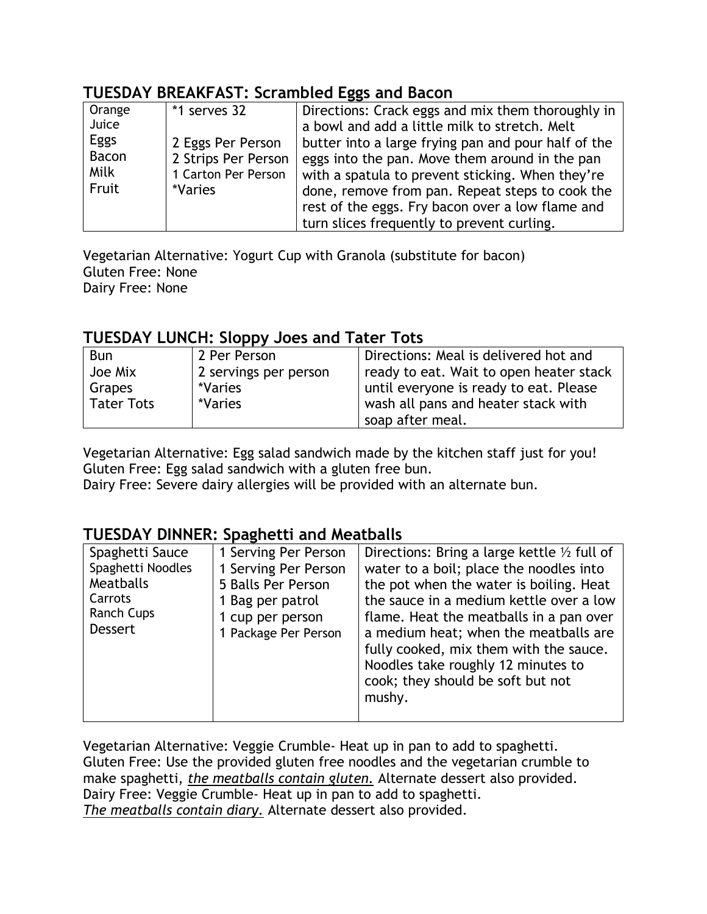## TUESDAY BREAKFAST: Scrambled Eggs and Bacon

| | | |
|---|---|---|
| Orange Juice<br>Eggs<br>Bacon<br>Milk<br>Fruit | *1 serves 32<br><br>2 Eggs Per Person<br>2 Strips Per Person<br>1 Carton Per Person<br>*Varies | Directions: Crack eggs and mix them thoroughly in a bowl and add a little milk to stretch. Melt butter into a large frying pan and pour half of the eggs into the pan. Move them around in the pan with a spatula to prevent sticking. When they're done, remove from pan. Repeat steps to cook the rest of the eggs. Fry bacon over a low flame and turn slices frequently to prevent curling. |

Vegetarian Alternative: Yogurt Cup with Granola (substitute for bacon)
Gluten Free: None
Dairy Free: None

## TUESDAY LUNCH: Sloppy Joes and Tater Tots

| | | |
|---|---|---|
| Bun<br>Joe Mix<br>Grapes<br>Tater Tots | 2 Per Person<br>2 servings per person<br>*Varies<br>*Varies | Directions: Meal is delivered hot and ready to eat. Wait to open heater stack until everyone is ready to eat. Please wash all pans and heater stack with soap after meal. |

Vegetarian Alternative: Egg salad sandwich made by the kitchen staff just for you!
Gluten Free: Egg salad sandwich with a gluten free bun.
Dairy Free: Severe dairy allergies will be provided with an alternate bun.

## TUESDAY DINNER: Spaghetti and Meatballs

| | | |
|---|---|---|
| Spaghetti Sauce<br>Spaghetti Noodles<br>Meatballs<br>Carrots<br>Ranch Cups<br>Dessert | 1 Serving Per Person<br>1 Serving Per Person<br>5 Balls Per Person<br>1 Bag per patrol<br>1 cup per person<br>1 Package Per Person | Directions: Bring a large kettle ½ full of water to a boil; place the noodles into the pot when the water is boiling. Heat the sauce in a medium kettle over a low flame. Heat the meatballs in a pan over a medium heat; when the meatballs are fully cooked, mix them with the sauce. Noodles take roughly 12 minutes to cook; they should be soft but not mushy. |

Vegetarian Alternative: Veggie Crumble- Heat up in pan to add to spaghetti.
Gluten Free: Use the provided gluten free noodles and the vegetarian crumble to make spaghetti, *the meatballs contain gluten.* Alternate dessert also provided.
Dairy Free: Veggie Crumble- Heat up in pan to add to spaghetti.
*The meatballs contain diary.* Alternate dessert also provided.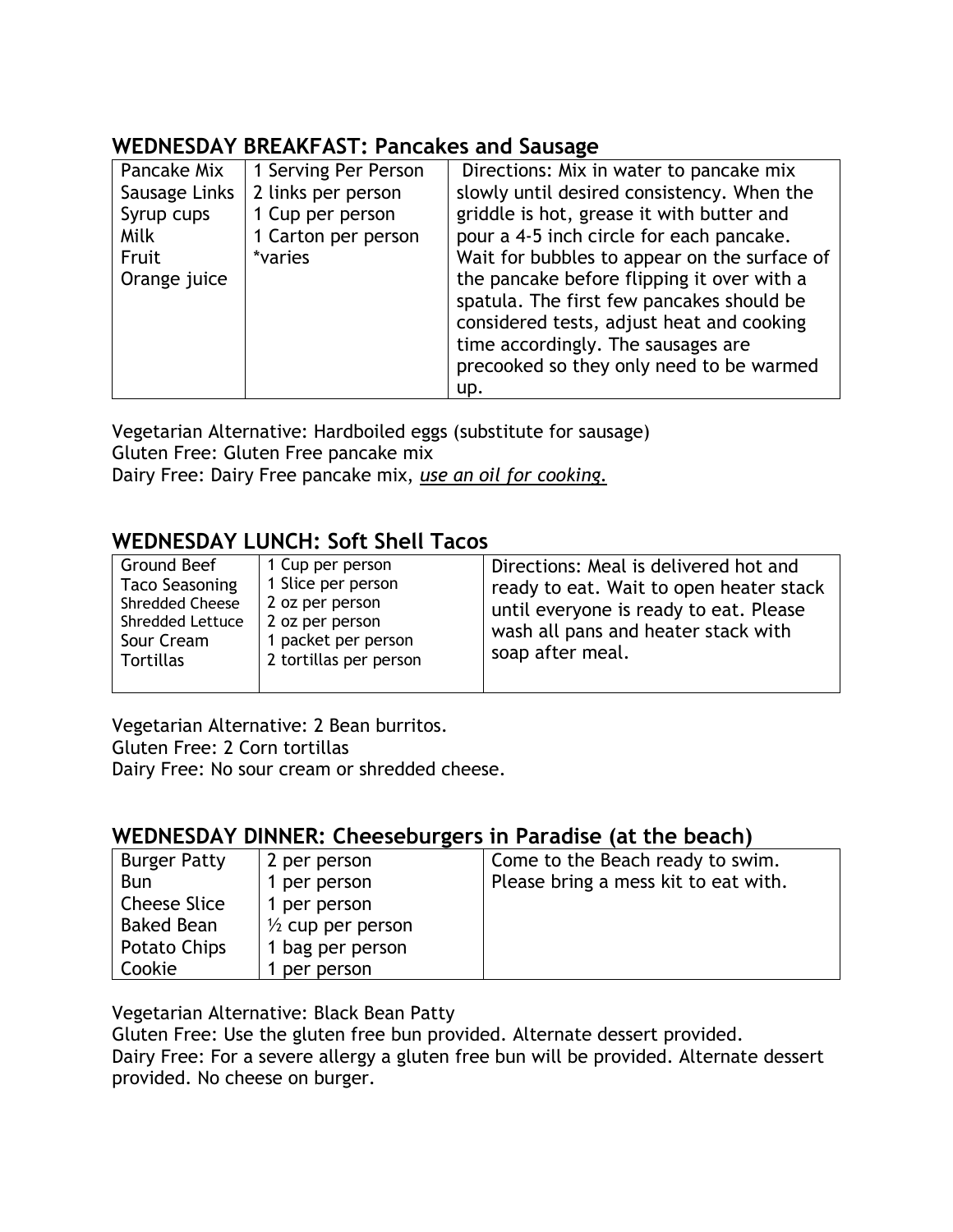## WEDNESDAY BREAKFAST: Pancakes and Sausage

| Item | Amount | Directions |
|---|---|---|
| Pancake Mix<br>Sausage Links<br>Syrup cups<br>Milk<br>Fruit<br>Orange juice | 1 Serving Per Person<br>2 links per person<br>1 Cup per person<br>1 Carton per person<br>*varies | Directions: Mix in water to pancake mix slowly until desired consistency. When the griddle is hot, grease it with butter and pour a 4-5 inch circle for each pancake. Wait for bubbles to appear on the surface of the pancake before flipping it over with a spatula. The first few pancakes should be considered tests, adjust heat and cooking time accordingly. The sausages are precooked so they only need to be warmed up. |

Vegetarian Alternative: Hardboiled eggs (substitute for sausage)
Gluten Free: Gluten Free pancake mix
Dairy Free: Dairy Free pancake mix, *use an oil for cooking.*

## WEDNESDAY LUNCH: Soft Shell Tacos

| Item | Amount | Directions |
|---|---|---|
| Ground Beef<br>Taco Seasoning<br>Shredded Cheese<br>Shredded Lettuce<br>Sour Cream<br>Tortillas | 1 Cup per person<br>1 Slice per person<br>2 oz per person<br>2 oz per person<br>1 packet per person<br>2 tortillas per person | Directions: Meal is delivered hot and ready to eat. Wait to open heater stack until everyone is ready to eat. Please wash all pans and heater stack with soap after meal. |

Vegetarian Alternative: 2 Bean burritos.
Gluten Free: 2 Corn tortillas
Dairy Free: No sour cream or shredded cheese.

## WEDNESDAY DINNER: Cheeseburgers in Paradise (at the beach)

| Item | Amount | Directions |
|---|---|---|
| Burger Patty<br>Bun<br>Cheese Slice<br>Baked Bean<br>Potato Chips<br>Cookie | 2 per person<br>1 per person<br>1 per person<br>½ cup per person<br>1 bag per person<br>1 per person | Come to the Beach ready to swim. Please bring a mess kit to eat with. |

Vegetarian Alternative: Black Bean Patty
Gluten Free: Use the gluten free bun provided. Alternate dessert provided.
Dairy Free: For a severe allergy a gluten free bun will be provided. Alternate dessert provided. No cheese on burger.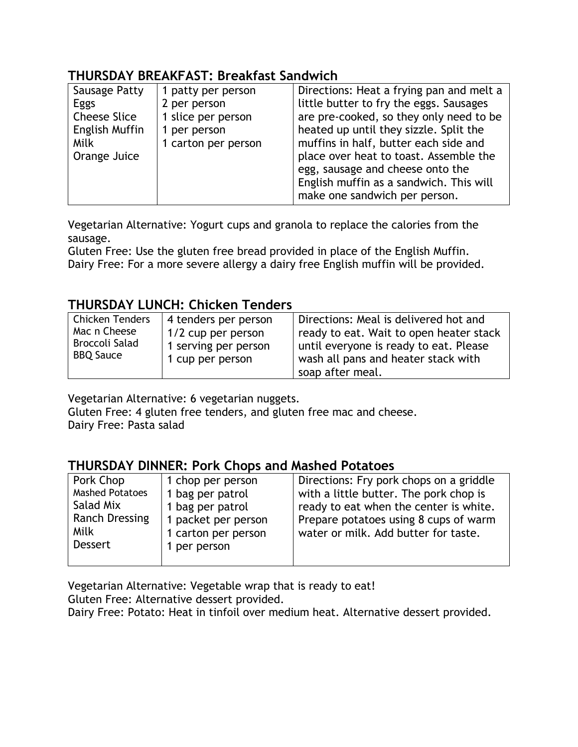## THURSDAY BREAKFAST: Breakfast Sandwich

| | | |
|---|---|---|
| Sausage Patty<br>Eggs<br>Cheese Slice<br>English Muffin<br>Milk<br>Orange Juice | 1 patty per person<br>2 per person<br>1 slice per person<br>1 per person<br>1 carton per person | Directions: Heat a frying pan and melt a little butter to fry the eggs. Sausages are pre-cooked, so they only need to be heated up until they sizzle. Split the muffins in half, butter each side and place over heat to toast. Assemble the egg, sausage and cheese onto the English muffin as a sandwich. This will make one sandwich per person. |

Vegetarian Alternative: Yogurt cups and granola to replace the calories from the sausage.
Gluten Free: Use the gluten free bread provided in place of the English Muffin.
Dairy Free: For a more severe allergy a dairy free English muffin will be provided.

## THURSDAY LUNCH: Chicken Tenders

| | | |
|---|---|---|
| Chicken Tenders<br>Mac n Cheese<br>Broccoli Salad<br>BBQ Sauce | 4 tenders per person<br>1/2 cup per person<br>1 serving per person<br>1 cup per person | Directions: Meal is delivered hot and ready to eat. Wait to open heater stack until everyone is ready to eat. Please wash all pans and heater stack with soap after meal. |

Vegetarian Alternative: 6 vegetarian nuggets.
Gluten Free: 4 gluten free tenders, and gluten free mac and cheese.
Dairy Free: Pasta salad

## THURSDAY DINNER: Pork Chops and Mashed Potatoes

| | | |
|---|---|---|
| Pork Chop<br>Mashed Potatoes<br>Salad Mix<br>Ranch Dressing<br>Milk<br>Dessert | 1 chop per person<br>1 bag per patrol<br>1 bag per patrol<br>1 packet per person<br>1 carton per person<br>1 per person | Directions: Fry pork chops on a griddle with a little butter. The pork chop is ready to eat when the center is white. Prepare potatoes using 8 cups of warm water or milk. Add butter for taste. |

Vegetarian Alternative: Vegetable wrap that is ready to eat!
Gluten Free: Alternative dessert provided.
Dairy Free: Potato: Heat in tinfoil over medium heat. Alternative dessert provided.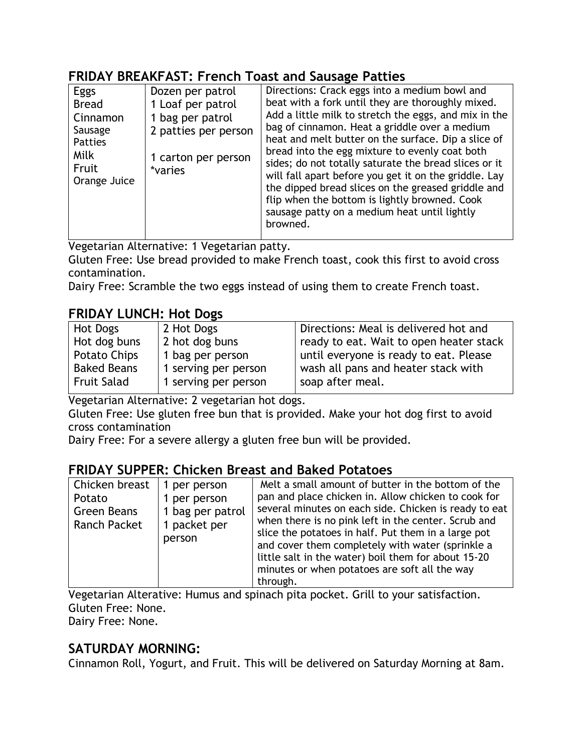## FRIDAY BREAKFAST: French Toast and Sausage Patties

| | | |
|---|---|---|
| Eggs<br>Bread<br>Cinnamon<br>Sausage Patties<br>Milk<br>Fruit<br>Orange Juice | Dozen per patrol<br>1 Loaf per patrol<br>1 bag per patrol<br>2 patties per person<br><br>1 carton per person<br>*varies | Directions: Crack eggs into a medium bowl and beat with a fork until they are thoroughly mixed. Add a little milk to stretch the eggs, and mix in the bag of cinnamon. Heat a griddle over a medium heat and melt butter on the surface. Dip a slice of bread into the egg mixture to evenly coat both sides; do not totally saturate the bread slices or it will fall apart before you get it on the griddle. Lay the dipped bread slices on the greased griddle and flip when the bottom is lightly browned. Cook sausage patty on a medium heat until lightly browned. |

Vegetarian Alternative: 1 Vegetarian patty.
Gluten Free: Use bread provided to make French toast, cook this first to avoid cross contamination.
Dairy Free: Scramble the two eggs instead of using them to create French toast.

## FRIDAY LUNCH: Hot Dogs

| | | |
|---|---|---|
| Hot Dogs<br>Hot dog buns<br>Potato Chips<br>Baked Beans<br>Fruit Salad | 2 Hot Dogs<br>2 hot dog buns<br>1 bag per person<br>1 serving per person<br>1 serving per person | Directions: Meal is delivered hot and ready to eat. Wait to open heater stack until everyone is ready to eat. Please wash all pans and heater stack with soap after meal. |

Vegetarian Alternative: 2 vegetarian hot dogs.
Gluten Free: Use gluten free bun that is provided. Make your hot dog first to avoid cross contamination
Dairy Free: For a severe allergy a gluten free bun will be provided.

## FRIDAY SUPPER: Chicken Breast and Baked Potatoes

| | | |
|---|---|---|
| Chicken breast<br>Potato<br>Green Beans<br>Ranch Packet | 1 per person<br>1 per person<br>1 bag per patrol<br>1 packet per person | Melt a small amount of butter in the bottom of the pan and place chicken in. Allow chicken to cook for several minutes on each side. Chicken is ready to eat when there is no pink left in the center. Scrub and slice the potatoes in half. Put them in a large pot and cover them completely with water (sprinkle a little salt in the water) boil them for about 15-20 minutes or when potatoes are soft all the way through. |

Vegetarian Alterative: Humus and spinach pita pocket. Grill to your satisfaction.
Gluten Free: None.
Dairy Free: None.

## SATURDAY MORNING:

Cinnamon Roll, Yogurt, and Fruit. This will be delivered on Saturday Morning at 8am.